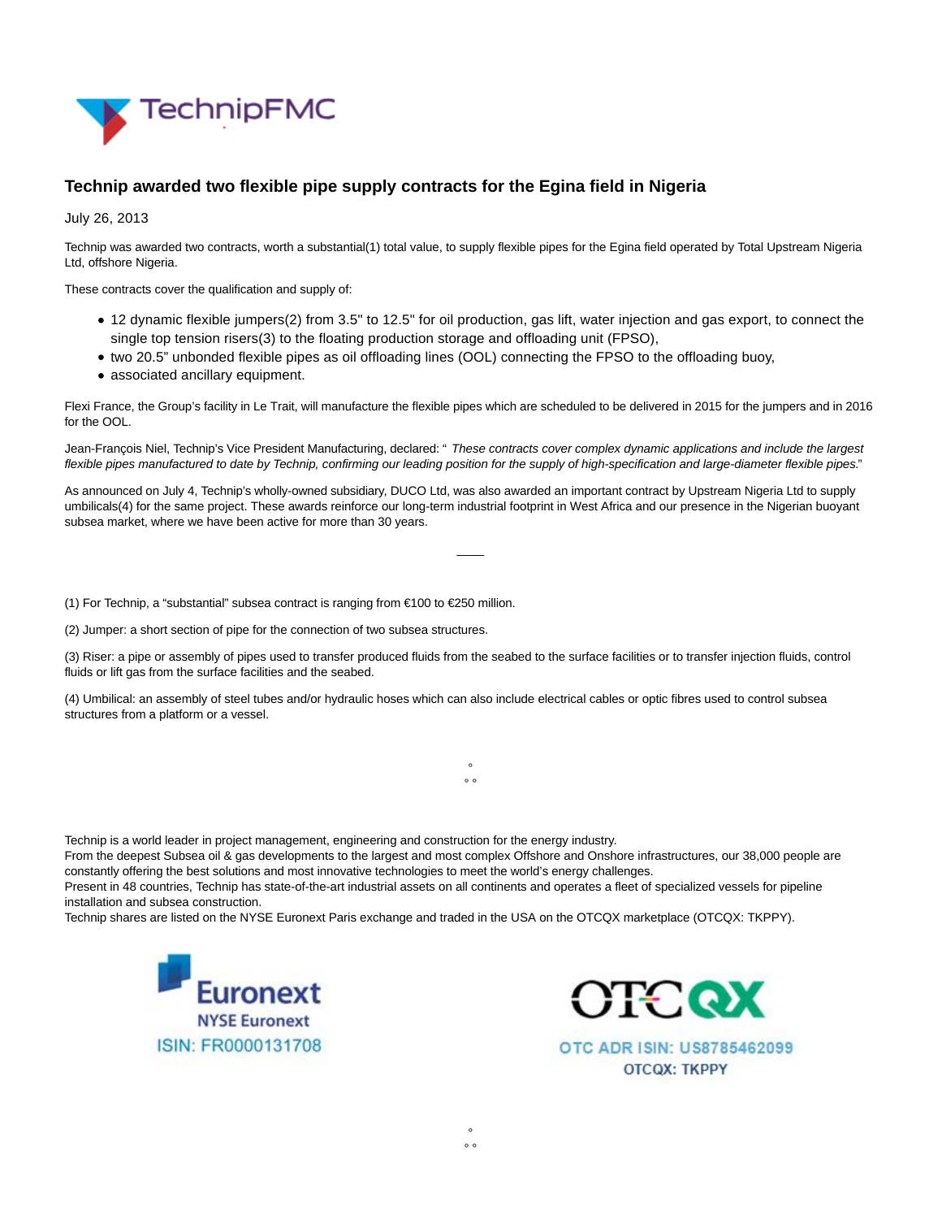# Technip awarded two flexible pipe supply contracts for the Egina field in Nigeria

July 26, 2013

Technip was awarded two contracts, worth a substantial(1) total value, to supply flexible pipes for the Egina field operated by Total Upstream Nigeria Ltd, offshore Nigeria.

These contracts cover the qualification and supply of:

- 12 dynamic flexible jumpers(2) from 3.5" to 12.5" for oil production, gas lift, water injection and gas export, to connect the single top tension risers(3) to the floating production storage and offloading unit (FPSO),
- two 20.5" unbonded flexible pipes as oil offloading lines (OOL) connecting the FPSO to the offloading buoy,
- associated ancillary equipment.

Flexi France, the Group's facility in Le Trait, will manufacture the flexible pipes which are scheduled to be delivered in 2015 for the jumpers and in 2016 for the OOL.

Jean-François Niel, Technip's Vice President Manufacturing, declared: " *These contracts cover complex dynamic applications and include the largest flexible pipes manufactured to date by Technip, confirming our leading position for the supply of high-specification and large-diameter flexible pipes.*"

As announced on July 4, Technip's wholly-owned subsidiary, DUCO Ltd, was also awarded an important contract by Upstream Nigeria Ltd to supply umbilicals(4) for the same project. These awards reinforce our long-term industrial footprint in West Africa and our presence in the Nigerian buoyant subsea market, where we have been active for more than 30 years.

———

(1) For Technip, a "substantial" subsea contract is ranging from €100 to €250 million.

(2) Jumper: a short section of pipe for the connection of two subsea structures.

(3) Riser: a pipe or assembly of pipes used to transfer produced fluids from the seabed to the surface facilities or to transfer injection fluids, control fluids or lift gas from the surface facilities and the seabed.

(4) Umbilical: an assembly of steel tubes and/or hydraulic hoses which can also include electrical cables or optic fibres used to control subsea structures from a platform or a vessel.

°
° °

Technip is a world leader in project management, engineering and construction for the energy industry.
From the deepest Subsea oil & gas developments to the largest and most complex Offshore and Onshore infrastructures, our 38,000 people are constantly offering the best solutions and most innovative technologies to meet the world's energy challenges.
Present in 48 countries, Technip has state-of-the-art industrial assets on all continents and operates a fleet of specialized vessels for pipeline installation and subsea construction.
Technip shares are listed on the NYSE Euronext Paris exchange and traded in the USA on the OTCQX marketplace (OTCQX: TKPPY).

Euronext
NYSE Euronext
ISIN: FR0000131708

OTCQX
OTC ADR ISIN: US8785462099
OTCQX: TKPPY

°
° °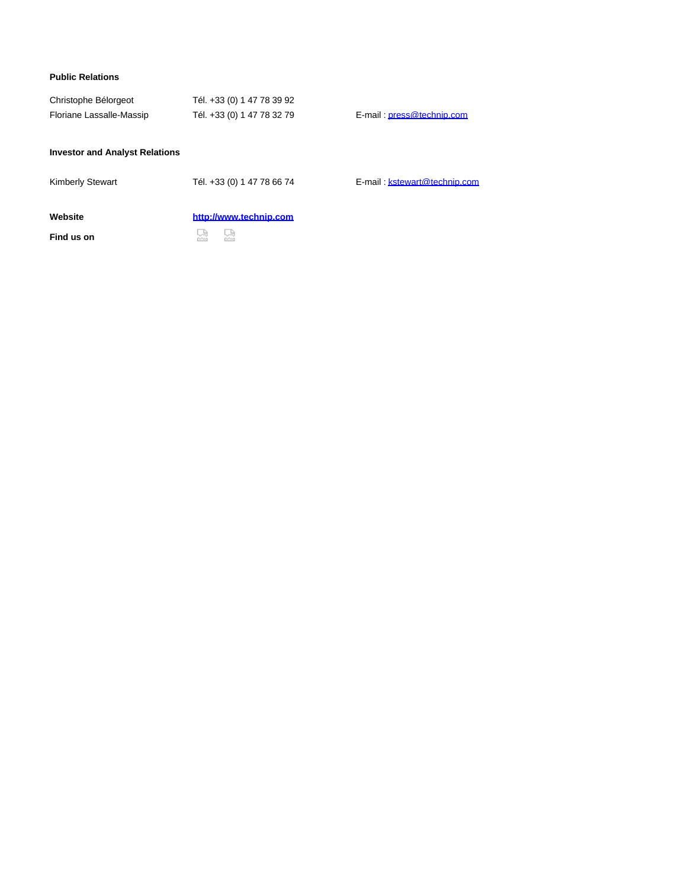**Public Relations**

| | | |
|---|---|---|
| Christophe Bélorgeot | Tél. +33 (0) 1 47 78 39 92 | |
| Floriane Lassalle-Massip | Tél. +33 (0) 1 47 78 32 79 | E-mail : press@technip.com |

**Investor and Analyst Relations**

| | | |
|---|---|---|
| Kimberly Stewart | Tél. +33 (0) 1 47 78 66 74 | E-mail : kstewart@technip.com |

**Website** http://www.technip.com

**Find us on**